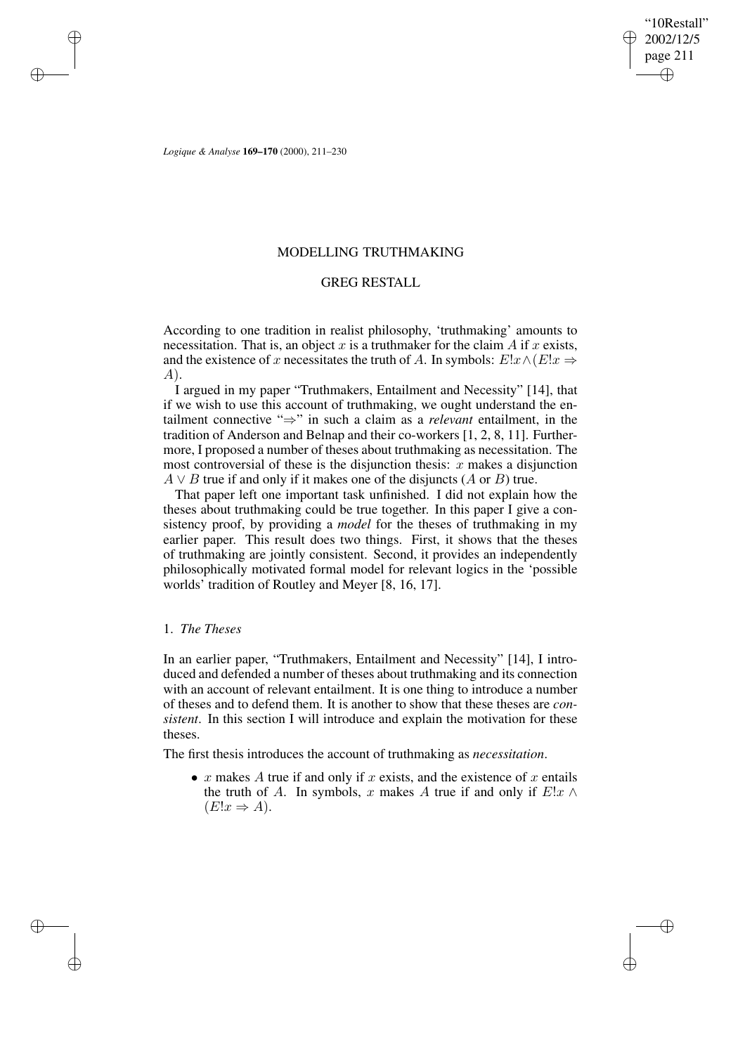# MODELLING TRUTHMAKING

## GREG RESTALL

According to one tradition in realist philosophy, 'truthmaking' amounts to necessitation. That is, an object $x$ is a truthmaker for the claim $A$ if $x$ exists, and the existence of $x$ necessitates the truth of $A$. In symbols: $E!x \wedge (E!x \Rightarrow A)$.

I argued in my paper "Truthmakers, Entailment and Necessity" [14], that if we wish to use this account of truthmaking, we ought understand the entailment connective "$\Rightarrow$" in such a claim as a *relevant* entailment, in the tradition of Anderson and Belnap and their co-workers [1, 2, 8, 11]. Furthermore, I proposed a number of theses about truthmaking as necessitation. The most controversial of these is the disjunction thesis: $x$ makes a disjunction $A \vee B$ true if and only if it makes one of the disjuncts ($A$ or $B$) true.

That paper left one important task unfinished. I did not explain how the theses about truthmaking could be true together. In this paper I give a consistency proof, by providing a *model* for the theses of truthmaking in my earlier paper. This result does two things. First, it shows that the theses of truthmaking are jointly consistent. Second, it provides an independently philosophically motivated formal model for relevant logics in the 'possible worlds' tradition of Routley and Meyer [8, 16, 17].

### 1. *The Theses*

In an earlier paper, "Truthmakers, Entailment and Necessity" [14], I introduced and defended a number of theses about truthmaking and its connection with an account of relevant entailment. It is one thing to introduce a number of theses and to defend them. It is another to show that these theses are *consistent*. In this section I will introduce and explain the motivation for these theses.

The first thesis introduces the account of truthmaking as *necessitation*.

- $x$ makes $A$ true if and only if $x$ exists, and the existence of $x$ entails the truth of $A$. In symbols, $x$ makes $A$ true if and only if $E!x \wedge (E!x \Rightarrow A)$.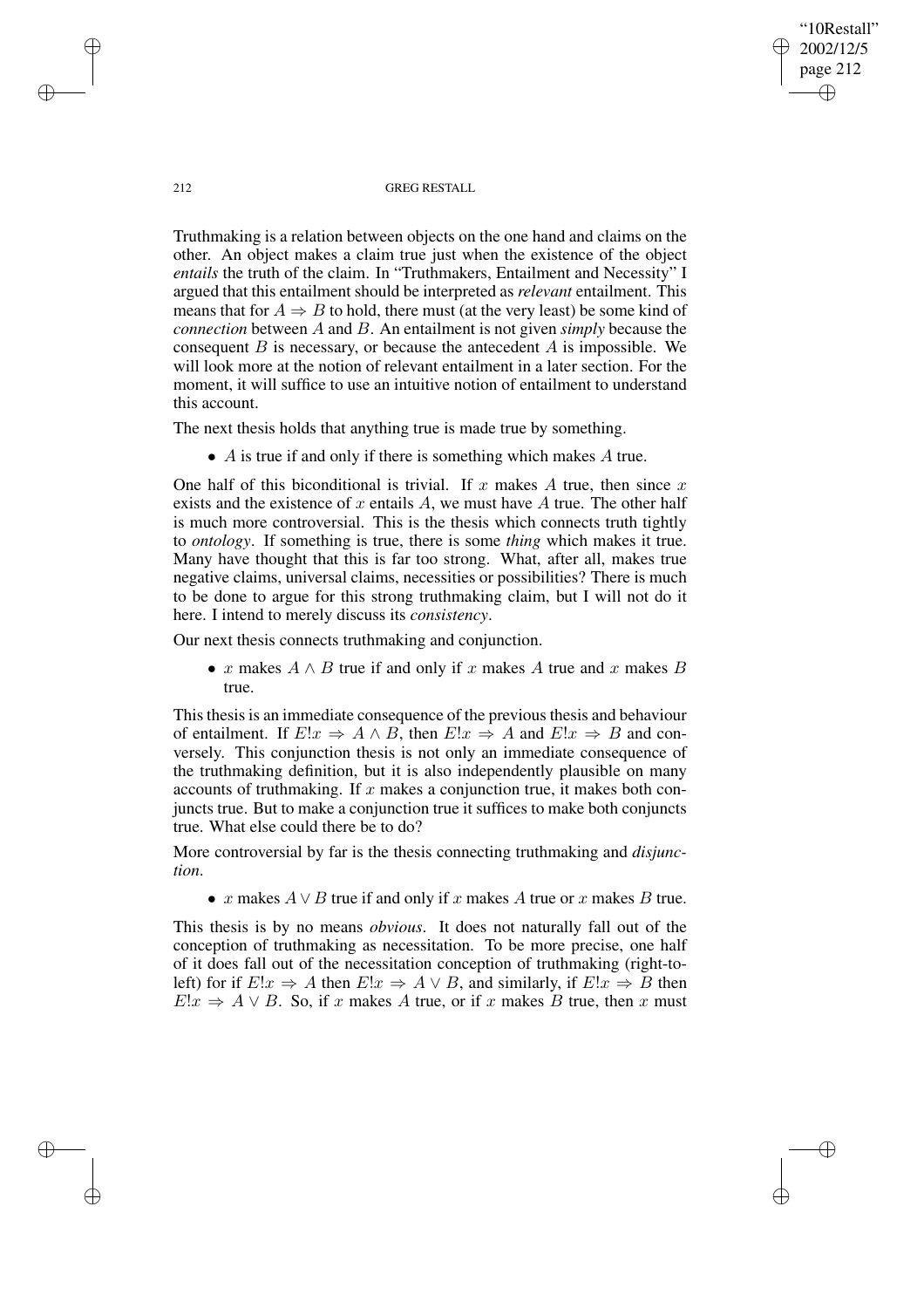Truthmaking is a relation between objects on the one hand and claims on the other. An object makes a claim true just when the existence of the object *entails* the truth of the claim. In "Truthmakers, Entailment and Necessity" I argued that this entailment should be interpreted as *relevant* entailment. This means that for $A \Rightarrow B$ to hold, there must (at the very least) be some kind of *connection* between $A$ and $B$. An entailment is not given *simply* because the consequent $B$ is necessary, or because the antecedent $A$ is impossible. We will look more at the notion of relevant entailment in a later section. For the moment, it will suffice to use an intuitive notion of entailment to understand this account.

The next thesis holds that anything true is made true by something.

- $A$ is true if and only if there is something which makes $A$ true.

One half of this biconditional is trivial. If $x$ makes $A$ true, then since $x$ exists and the existence of $x$ entails $A$, we must have $A$ true. The other half is much more controversial. This is the thesis which connects truth tightly to *ontology*. If something is true, there is some *thing* which makes it true. Many have thought that this is far too strong. What, after all, makes true negative claims, universal claims, necessities or possibilities? There is much to be done to argue for this strong truthmaking claim, but I will not do it here. I intend to merely discuss its *consistency*.

Our next thesis connects truthmaking and conjunction.

- $x$ makes $A \wedge B$ true if and only if $x$ makes $A$ true and $x$ makes $B$ true.

This thesis is an immediate consequence of the previous thesis and behaviour of entailment. If $E!x \Rightarrow A \wedge B$, then $E!x \Rightarrow A$ and $E!x \Rightarrow B$ and conversely. This conjunction thesis is not only an immediate consequence of the truthmaking definition, but it is also independently plausible on many accounts of truthmaking. If $x$ makes a conjunction true, it makes both conjuncts true. But to make a conjunction true it suffices to make both conjuncts true. What else could there be to do?

More controversial by far is the thesis connecting truthmaking and *disjunction*.

- $x$ makes $A \vee B$ true if and only if $x$ makes $A$ true or $x$ makes $B$ true.

This thesis is by no means *obvious*. It does not naturally fall out of the conception of truthmaking as necessitation. To be more precise, one half of it does fall out of the necessitation conception of truthmaking (right-to-left) for if $E!x \Rightarrow A$ then $E!x \Rightarrow A \vee B$, and similarly, if $E!x \Rightarrow B$ then $E!x \Rightarrow A \vee B$. So, if $x$ makes $A$ true, or if $x$ makes $B$ true, then $x$ must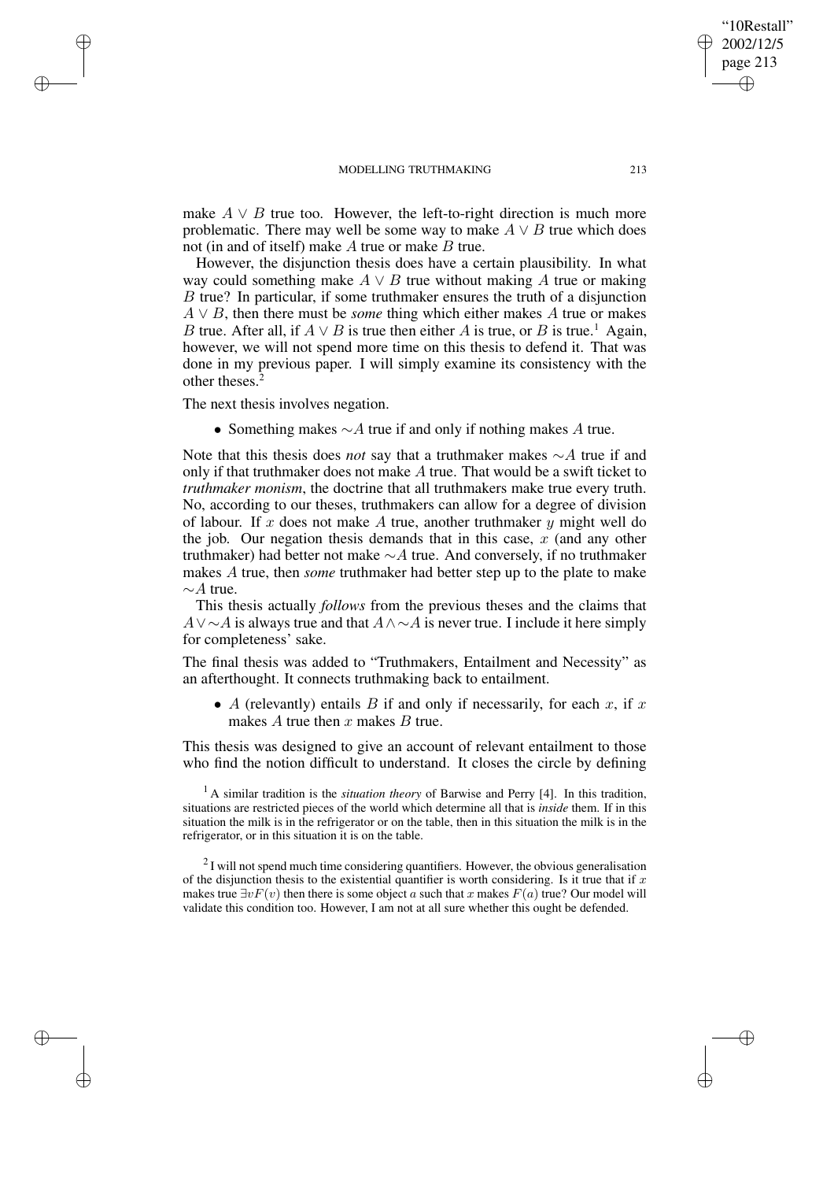make $A \vee B$ true too. However, the left-to-right direction is much more problematic. There may well be some way to make $A \vee B$ true which does not (in and of itself) make $A$ true or make $B$ true.

However, the disjunction thesis does have a certain plausibility. In what way could something make $A \vee B$ true without making $A$ true or making $B$ true? In particular, if some truthmaker ensures the truth of a disjunction $A \vee B$, then there must be *some* thing which either makes $A$ true or makes $B$ true. After all, if $A \vee B$ is true then either $A$ is true, or $B$ is true.[1] Again, however, we will not spend more time on this thesis to defend it. That was done in my previous paper. I will simply examine its consistency with the other theses.[2]

The next thesis involves negation.

- Something makes $\sim A$ true if and only if nothing makes $A$ true.

Note that this thesis does *not* say that a truthmaker makes $\sim A$ true if and only if that truthmaker does not make $A$ true. That would be a swift ticket to *truthmaker monism*, the doctrine that all truthmakers make true every truth. No, according to our theses, truthmakers can allow for a degree of division of labour. If $x$ does not make $A$ true, another truthmaker $y$ might well do the job. Our negation thesis demands that in this case, $x$ (and any other truthmaker) had better not make $\sim A$ true. And conversely, if no truthmaker makes $A$ true, then *some* truthmaker had better step up to the plate to make $\sim A$ true.

This thesis actually *follows* from the previous theses and the claims that $A \vee \sim A$ is always true and that $A \wedge \sim A$ is never true. I include it here simply for completeness' sake.

The final thesis was added to "Truthmakers, Entailment and Necessity" as an afterthought. It connects truthmaking back to entailment.

- $A$ (relevantly) entails $B$ if and only if necessarily, for each $x$, if $x$ makes $A$ true then $x$ makes $B$ true.

This thesis was designed to give an account of relevant entailment to those who find the notion difficult to understand. It closes the circle by defining

[1] A similar tradition is the *situation theory* of Barwise and Perry [4]. In this tradition, situations are restricted pieces of the world which determine all that is *inside* them. If in this situation the milk is in the refrigerator or on the table, then in this situation the milk is in the refrigerator, or in this situation it is on the table.

[2] I will not spend much time considering quantifiers. However, the obvious generalisation of the disjunction thesis to the existential quantifier is worth considering. Is it true that if $x$ makes true $\exists v F(v)$ then there is some object $a$ such that $x$ makes $F(a)$ true? Our model will validate this condition too. However, I am not at all sure whether this ought be defended.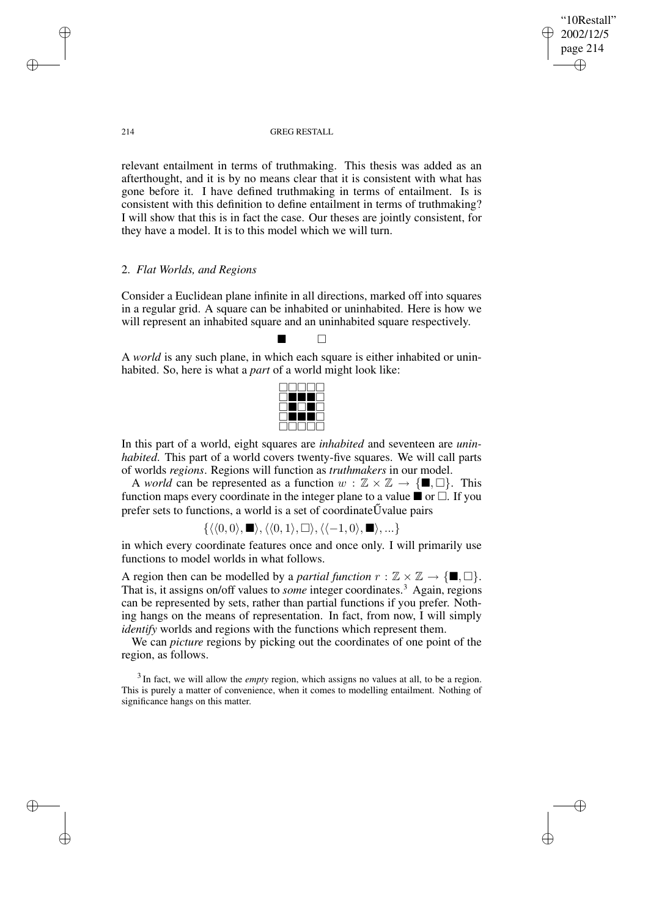relevant entailment in terms of truthmaking. This thesis was added as an afterthought, and it is by no means clear that it is consistent with what has gone before it. I have defined truthmaking in terms of entailment. Is is consistent with this definition to define entailment in terms of truthmaking? I will show that this is in fact the case. Our theses are jointly consistent, for they have a model. It is to this model which we will turn.

## 2. *Flat Worlds, and Regions*

Consider a Euclidean plane infinite in all directions, marked off into squares in a regular grid. A square can be inhabited or uninhabited. Here is how we will represent an inhabited square and an uninhabited square respectively.

$$\blacksquare \qquad \square$$

A *world* is any such plane, in which each square is either inhabited or uninhabited. So, here is what a *part* of a world might look like:

□□□□□
□■■■□
□■□■□
□■■■□
□□□□□

In this part of a world, eight squares are *inhabited* and seventeen are *uninhabited*. This part of a world covers twenty-five squares. We will call parts of worlds *regions*. Regions will function as *truthmakers* in our model.

A *world* can be represented as a function $w : \mathbb{Z} \times \mathbb{Z} \rightarrow \{\blacksquare, \square\}$. This function maps every coordinate in the integer plane to a value $\blacksquare$ or $\square$. If you prefer sets to functions, a world is a set of coordinateŰvalue pairs

$$\{\langle\langle 0, 0\rangle, \blacksquare\rangle, \langle\langle 0, 1\rangle, \square\rangle, \langle\langle -1, 0\rangle, \blacksquare\rangle, ...\}$$

in which every coordinate features once and once only. I will primarily use functions to model worlds in what follows.

A region then can be modelled by a *partial function* $r : \mathbb{Z} \times \mathbb{Z} \rightarrow \{\blacksquare, \square\}$. That is, it assigns on/off values to *some* integer coordinates.[3] Again, regions can be represented by sets, rather than partial functions if you prefer. Nothing hangs on the means of representation. In fact, from now, I will simply *identify* worlds and regions with the functions which represent them.

We can *picture* regions by picking out the coordinates of one point of the region, as follows.

[3] In fact, we will allow the *empty* region, which assigns no values at all, to be a region. This is purely a matter of convenience, when it comes to modelling entailment. Nothing of significance hangs on this matter.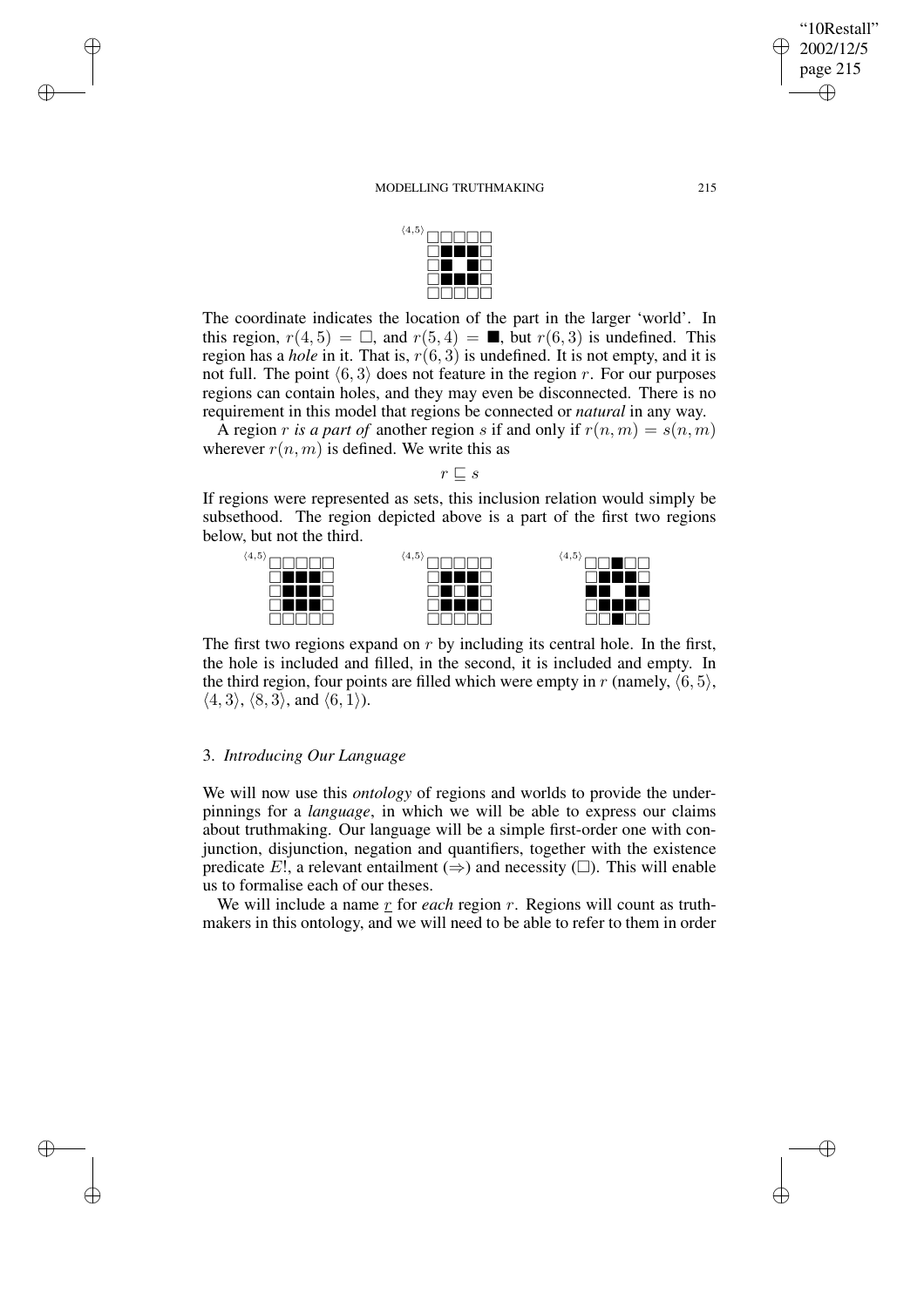The coordinate indicates the location of the part in the larger 'world'. In this region, $r(4,5) = \square$, and $r(5,4) = \blacksquare$, but $r(6,3)$ is undefined. This region has a *hole* in it. That is, $r(6,3)$ is undefined. It is not empty, and it is not full. The point $\langle 6,3 \rangle$ does not feature in the region $r$. For our purposes regions can contain holes, and they may even be disconnected. There is no requirement in this model that regions be connected or *natural* in any way.

A region $r$ *is a part of* another region $s$ if and only if $r(n,m) = s(n,m)$ wherever $r(n,m)$ is defined. We write this as

$$r \sqsubseteq s$$

If regions were represented as sets, this inclusion relation would simply be subsethood. The region depicted above is a part of the first two regions below, but not the third.

The first two regions expand on $r$ by including its central hole. In the first, the hole is included and filled, in the second, it is included and empty. In the third region, four points are filled which were empty in $r$ (namely, $\langle 6,5 \rangle$, $\langle 4,3 \rangle$, $\langle 8,3 \rangle$, and $\langle 6,1 \rangle$).

### 3. *Introducing Our Language*

We will now use this *ontology* of regions and worlds to provide the underpinnings for a *language*, in which we will be able to express our claims about truthmaking. Our language will be a simple first-order one with conjunction, disjunction, negation and quantifiers, together with the existence predicate $E!$, a relevant entailment ($\Rightarrow$) and necessity ($\Box$). This will enable us to formalise each of our theses.

We will include a name $\underline{r}$ for *each* region $r$. Regions will count as truthmakers in this ontology, and we will need to be able to refer to them in order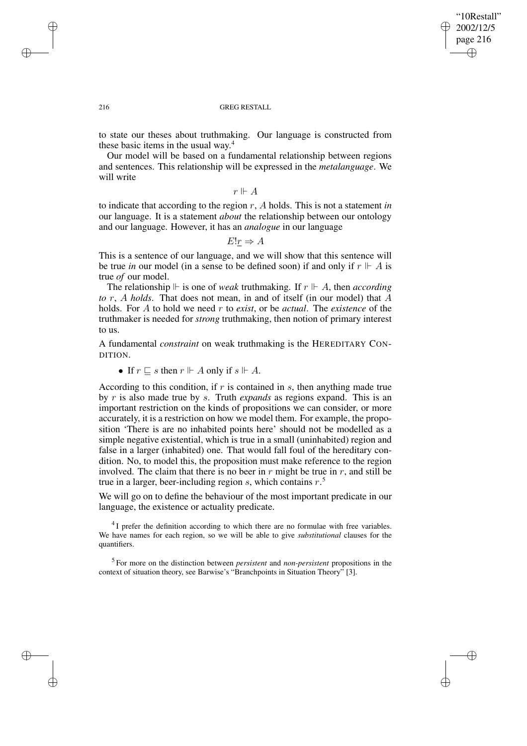to state our theses about truthmaking. Our language is constructed from these basic items in the usual way.[4]

Our model will be based on a fundamental relationship between regions and sentences. This relationship will be expressed in the *metalanguage*. We will write

$$r \Vdash A$$

to indicate that according to the region $r$, $A$ holds. This is not a statement *in* our language. It is a statement *about* the relationship between our ontology and our language. However, it has an *analogue* in our language

$$E!\underline{r} \Rightarrow A$$

This is a sentence of our language, and we will show that this sentence will be true *in* our model (in a sense to be defined soon) if and only if $r \Vdash A$ is true *of* our model.

The relationship $\Vdash$ is one of *weak* truthmaking. If $r \Vdash A$, then *according to* $r$, *A holds*. That does not mean, in and of itself (in our model) that $A$ holds. For $A$ to hold we need $r$ to *exist*, or be *actual*. The *existence* of the truthmaker is needed for *strong* truthmaking, then notion of primary interest to us.

A fundamental *constraint* on weak truthmaking is the HEREDITARY CONDITION.

- If $r \sqsubseteq s$ then $r \Vdash A$ only if $s \Vdash A$.

According to this condition, if $r$ is contained in $s$, then anything made true by $r$ is also made true by $s$. Truth *expands* as regions expand. This is an important restriction on the kinds of propositions we can consider, or more accurately, it is a restriction on how we model them. For example, the proposition 'There is are no inhabited points here' should not be modelled as a simple negative existential, which is true in a small (uninhabited) region and false in a larger (inhabited) one. That would fall foul of the hereditary condition. No, to model this, the proposition must make reference to the region involved. The claim that there is no beer in $r$ might be true in $r$, and still be true in a larger, beer-including region $s$, which contains $r$.[5]

We will go on to define the behaviour of the most important predicate in our language, the existence or actuality predicate.

[4] I prefer the definition according to which there are no formulae with free variables. We have names for each region, so we will be able to give *substitutional* clauses for the quantifiers.

[5] For more on the distinction between *persistent* and *non-persistent* propositions in the context of situation theory, see Barwise's "Branchpoints in Situation Theory" [3].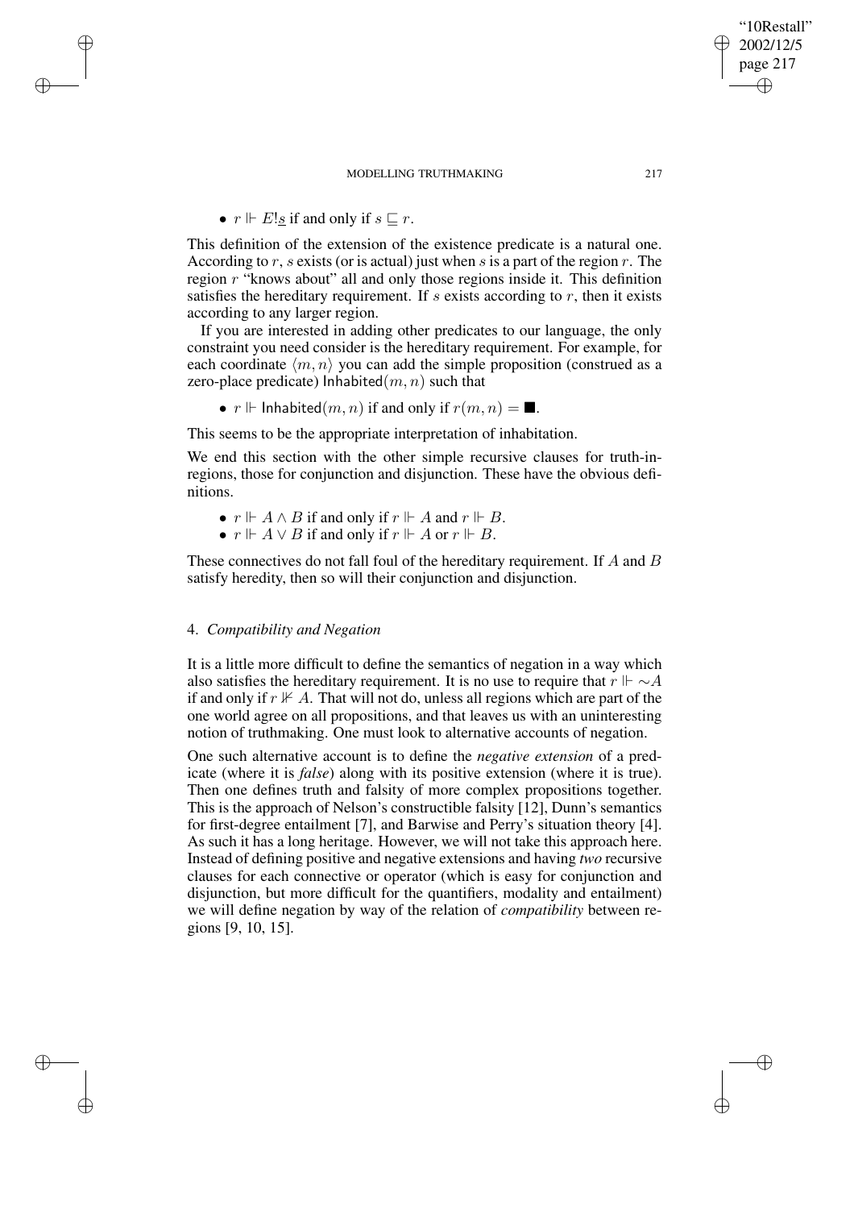- $r \Vdash E!\underline{s}$ if and only if $s \sqsubseteq r$.

This definition of the extension of the existence predicate is a natural one. According to $r$, $s$ exists (or is actual) just when $s$ is a part of the region $r$. The region $r$ "knows about" all and only those regions inside it. This definition satisfies the hereditary requirement. If $s$ exists according to $r$, then it exists according to any larger region.

If you are interested in adding other predicates to our language, the only constraint you need consider is the hereditary requirement. For example, for each coordinate $\langle m, n \rangle$ you can add the simple proposition (construed as a zero-place predicate) $\mathsf{Inhabited}(m, n)$ such that

- $r \Vdash \mathsf{Inhabited}(m, n)$ if and only if $r(m, n) = \blacksquare$.

This seems to be the appropriate interpretation of inhabitation.

We end this section with the other simple recursive clauses for truth-in-regions, those for conjunction and disjunction. These have the obvious definitions.

- $r \Vdash A \wedge B$ if and only if $r \Vdash A$ and $r \Vdash B$.
- $r \Vdash A \vee B$ if and only if $r \Vdash A$ or $r \Vdash B$.

These connectives do not fall foul of the hereditary requirement. If $A$ and $B$ satisfy heredity, then so will their conjunction and disjunction.

## 4. *Compatibility and Negation*

It is a little more difficult to define the semantics of negation in a way which also satisfies the hereditary requirement. It is no use to require that $r \Vdash \sim A$ if and only if $r \nVdash A$. That will not do, unless all regions which are part of the one world agree on all propositions, and that leaves us with an uninteresting notion of truthmaking. One must look to alternative accounts of negation.

One such alternative account is to define the *negative extension* of a predicate (where it is *false*) along with its positive extension (where it is true). Then one defines truth and falsity of more complex propositions together. This is the approach of Nelson's constructible falsity [12], Dunn's semantics for first-degree entailment [7], and Barwise and Perry's situation theory [4]. As such it has a long heritage. However, we will not take this approach here. Instead of defining positive and negative extensions and having *two* recursive clauses for each connective or operator (which is easy for conjunction and disjunction, but more difficult for the quantifiers, modality and entailment) we will define negation by way of the relation of *compatibility* between regions [9, 10, 15].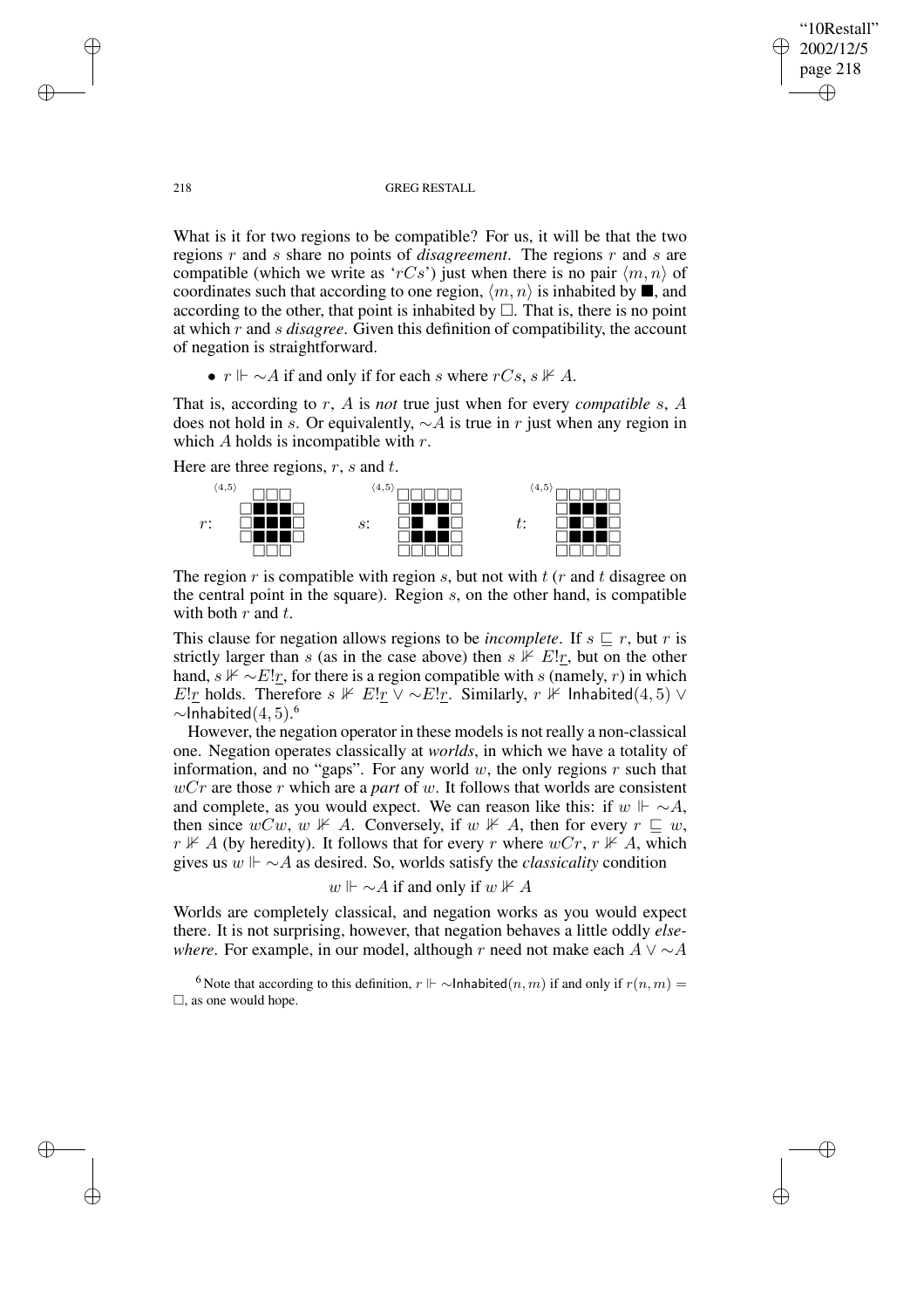What is it for two regions to be compatible? For us, it will be that the two regions $r$ and $s$ share no points of *disagreement*. The regions $r$ and $s$ are compatible (which we write as '$rCs$') just when there is no pair $\langle m, n\rangle$ of coordinates such that according to one region, $\langle m, n\rangle$ is inhabited by ■, and according to the other, that point is inhabited by □. That is, there is no point at which $r$ and $s$ *disagree*. Given this definition of compatibility, the account of negation is straightforward.

- $r \Vdash \sim A$ if and only if for each $s$ where $rCs$, $s \nVdash A$.

That is, according to $r$, $A$ is *not* true just when for every *compatible* $s$, $A$ does not hold in $s$. Or equivalently, $\sim A$ is true in $r$ just when any region in which $A$ holds is incompatible with $r$.

Here are three regions, $r$, $s$ and $t$.

```
     ⟨4,5⟩                ⟨4,5⟩                  ⟨4,5⟩
      □□□                □□□□□                  □□□□□
     □■■■□               □■■■□                  □■■■□
r:   □■■■□          s:   □■  ■□            t:   □■□■□
     □■■■□               □■■■□                  □■■■□
      □□□                □□□□□                  □□□□□
```

The region $r$ is compatible with region $s$, but not with $t$ ($r$ and $t$ disagree on the central point in the square). Region $s$, on the other hand, is compatible with both $r$ and $t$.

This clause for negation allows regions to be *incomplete*. If $s \sqsubseteq r$, but $r$ is strictly larger than $s$ (as in the case above) then $s \nVdash E!\underline{r}$, but on the other hand, $s \nVdash \sim E!\underline{r}$, for there is a region compatible with $s$ (namely, $r$) in which $E!\underline{r}$ holds. Therefore $s \nVdash E!\underline{r} \vee \sim E!\underline{r}$. Similarly, $r \nVdash \mathsf{Inhabited}(4, 5) \vee \sim\mathsf{Inhabited}(4, 5)$.[6]

However, the negation operator in these models is not really a non-classical one. Negation operates classically at *worlds*, in which we have a totality of information, and no "gaps". For any world $w$, the only regions $r$ such that $wCr$ are those $r$ which are a *part* of $w$. It follows that worlds are consistent and complete, as you would expect. We can reason like this: if $w \Vdash \sim A$, then since $wCw$, $w \nVdash A$. Conversely, if $w \nVdash A$, then for every $r \sqsubseteq w$, $r \nVdash A$ (by heredity). It follows that for every $r$ where $wCr$, $r \nVdash A$, which gives us $w \Vdash \sim A$ as desired. So, worlds satisfy the *classicality* condition

$$w \Vdash \sim A \text{ if and only if } w \nVdash A$$

Worlds are completely classical, and negation works as you would expect there. It is not surprising, however, that negation behaves a little oddly *elsewhere*. For example, in our model, although $r$ need not make each $A \vee \sim A$

[6] Note that according to this definition, $r \Vdash \sim\mathsf{Inhabited}(n, m)$ if and only if $r(n, m) = \square$, as one would hope.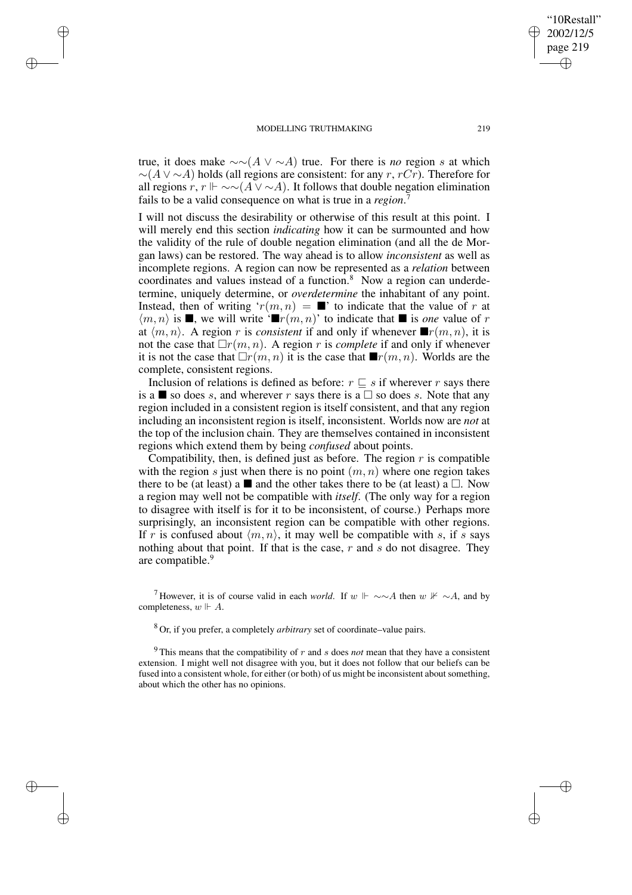true, it does make $\sim\sim(A \vee \sim A)$ true. For there is *no* region $s$ at which $\sim(A \vee \sim A)$ holds (all regions are consistent: for any $r$, $rCr$). Therefore for all regions $r$, $r \Vdash \sim\sim(A \vee \sim A)$. It follows that double negation elimination fails to be a valid consequence on what is true in a *region*.[7]

I will not discuss the desirability or otherwise of this result at this point. I will merely end this section *indicating* how it can be surmounted and how the validity of the rule of double negation elimination (and all the de Morgan laws) can be restored. The way ahead is to allow *inconsistent* as well as incomplete regions. A region can now be represented as a *relation* between coordinates and values instead of a function.[8] Now a region can underdetermine, uniquely determine, or *overdetermine* the inhabitant of any point. Instead, then of writing '$r(m, n) = \blacksquare$' to indicate that the value of $r$ at $\langle m, n\rangle$ is $\blacksquare$, we will write '$\blacksquare r(m, n)$' to indicate that $\blacksquare$ is *one* value of $r$ at $\langle m, n\rangle$. A region $r$ is *consistent* if and only if whenever $\blacksquare r(m, n)$, it is not the case that $\square r(m, n)$. A region $r$ is *complete* if and only if whenever it is not the case that $\square r(m, n)$ it is the case that $\blacksquare r(m, n)$. Worlds are the complete, consistent regions.

Inclusion of relations is defined as before: $r \sqsubseteq s$ if wherever $r$ says there is a $\blacksquare$ so does $s$, and wherever $r$ says there is a $\square$ so does $s$. Note that any region included in a consistent region is itself consistent, and that any region including an inconsistent region is itself, inconsistent. Worlds now are *not* at the top of the inclusion chain. They are themselves contained in inconsistent regions which extend them by being *confused* about points.

Compatibility, then, is defined just as before. The region $r$ is compatible with the region $s$ just when there is no point $(m, n)$ where one region takes there to be (at least) a $\blacksquare$ and the other takes there to be (at least) a $\square$. Now a region may well not be compatible with *itself*. (The only way for a region to disagree with itself is for it to be inconsistent, of course.) Perhaps more surprisingly, an inconsistent region can be compatible with other regions. If $r$ is confused about $\langle m, n\rangle$, it may well be compatible with $s$, if $s$ says nothing about that point. If that is the case, $r$ and $s$ do not disagree. They are compatible.[9]

[7] However, it is of course valid in each *world*. If $w \Vdash \sim\sim A$ then $w \nVdash \sim A$, and by completeness, $w \Vdash A$.

[8] Or, if you prefer, a completely *arbitrary* set of coordinate–value pairs.

[9] This means that the compatibility of $r$ and $s$ does *not* mean that they have a consistent extension. I might well not disagree with you, but it does not follow that our beliefs can be fused into a consistent whole, for either (or both) of us might be inconsistent about something, about which the other has no opinions.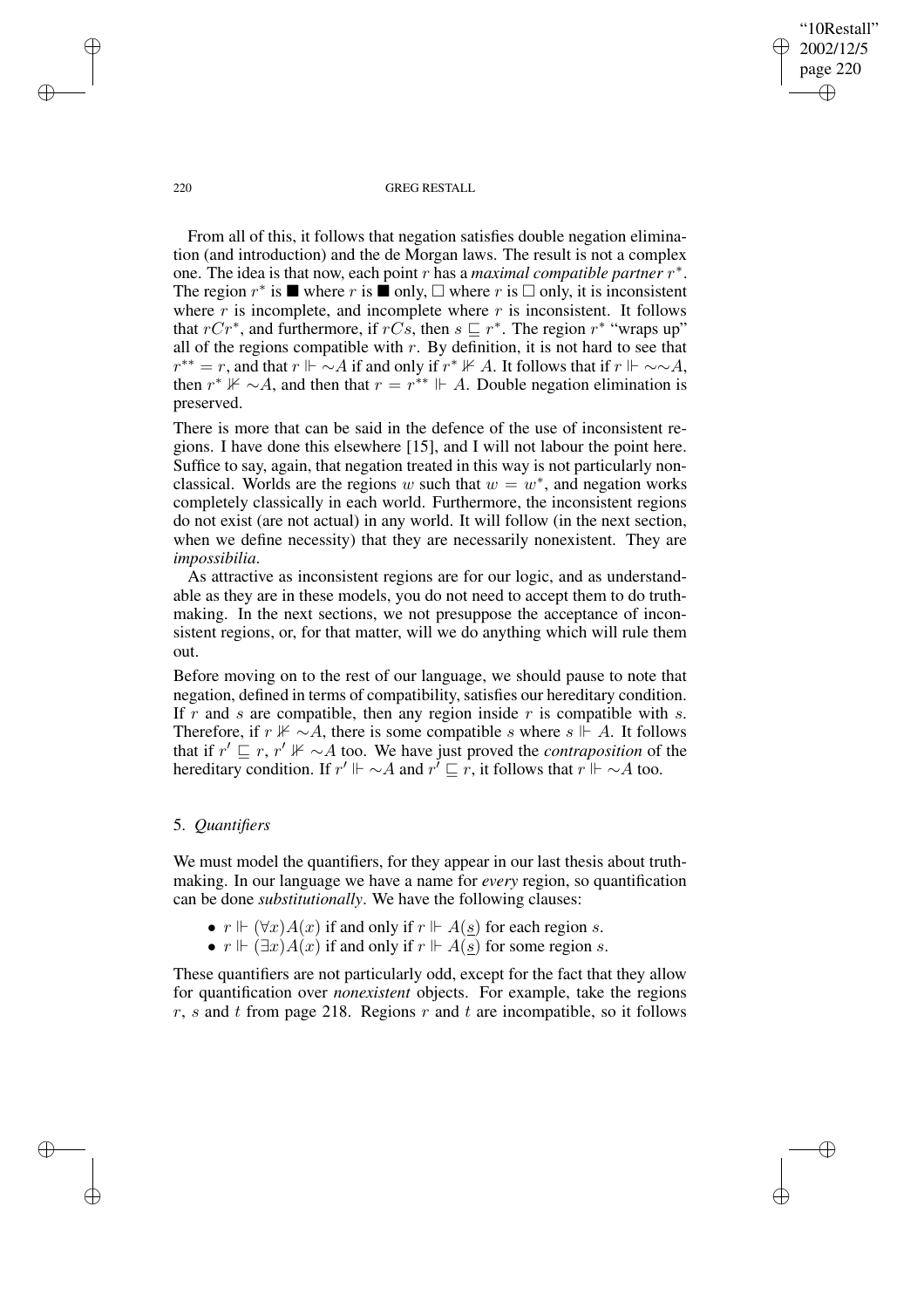From all of this, it follows that negation satisfies double negation elimination (and introduction) and the de Morgan laws. The result is not a complex one. The idea is that now, each point $r$ has a *maximal compatible partner* $r^*$. The region $r^*$ is $\blacksquare$ where $r$ is $\blacksquare$ only, $\square$ where $r$ is $\square$ only, it is inconsistent where $r$ is incomplete, and incomplete where $r$ is inconsistent. It follows that $rCr^*$, and furthermore, if $rCs$, then $s \sqsubseteq r^*$. The region $r^*$ "wraps up" all of the regions compatible with $r$. By definition, it is not hard to see that $r^{**} = r$, and that $r \Vdash \sim A$ if and only if $r^* \nVdash A$. It follows that if $r \Vdash \sim\sim A$, then $r^* \nVdash \sim A$, and then that $r = r^{**} \Vdash A$. Double negation elimination is preserved.

There is more that can be said in the defence of the use of inconsistent regions. I have done this elsewhere [15], and I will not labour the point here. Suffice to say, again, that negation treated in this way is not particularly nonclassical. Worlds are the regions $w$ such that $w = w^*$, and negation works completely classically in each world. Furthermore, the inconsistent regions do not exist (are not actual) in any world. It will follow (in the next section, when we define necessity) that they are necessarily nonexistent. They are *impossibilia*.

As attractive as inconsistent regions are for our logic, and as understandable as they are in these models, you do not need to accept them to do truthmaking. In the next sections, we not presuppose the acceptance of inconsistent regions, or, for that matter, will we do anything which will rule them out.

Before moving on to the rest of our language, we should pause to note that negation, defined in terms of compatibility, satisfies our hereditary condition. If $r$ and $s$ are compatible, then any region inside $r$ is compatible with $s$. Therefore, if $r \nVdash \sim A$, there is some compatible $s$ where $s \Vdash A$. It follows that if $r' \sqsubseteq r$, $r' \nVdash \sim A$ too. We have just proved the *contraposition* of the hereditary condition. If $r' \Vdash \sim A$ and $r' \sqsubseteq r$, it follows that $r \Vdash \sim A$ too.

## 5. *Quantifiers*

We must model the quantifiers, for they appear in our last thesis about truthmaking. In our language we have a name for *every* region, so quantification can be done *substitutionally*. We have the following clauses:

- $r \Vdash (\forall x)A(x)$ if and only if $r \Vdash A(\underline{s})$ for each region $s$.
- $r \Vdash (\exists x)A(x)$ if and only if $r \Vdash A(\underline{s})$ for some region $s$.

These quantifiers are not particularly odd, except for the fact that they allow for quantification over *nonexistent* objects. For example, take the regions $r$, $s$ and $t$ from page 218. Regions $r$ and $t$ are incompatible, so it follows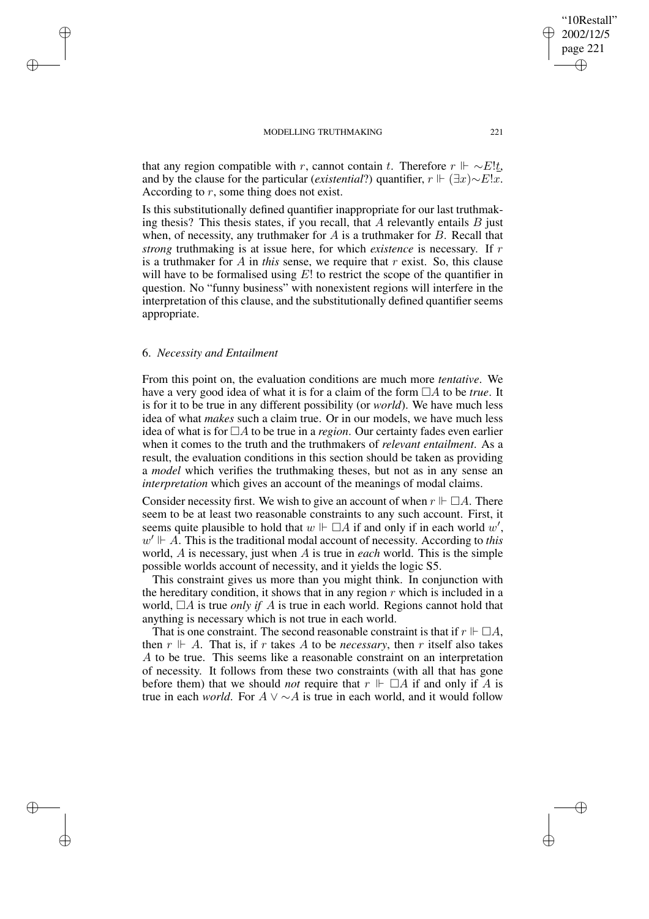that any region compatible with $r$, cannot contain $t$. Therefore $r \Vdash {\sim}E!t$, and by the clause for the particular (*existential*?) quantifier, $r \Vdash (\exists x){\sim}E!x$. According to $r$, some thing does not exist.

Is this substitutionally defined quantifier inappropriate for our last truthmaking thesis? This thesis states, if you recall, that $A$ relevantly entails $B$ just when, of necessity, any truthmaker for $A$ is a truthmaker for $B$. Recall that *strong* truthmaking is at issue here, for which *existence* is necessary. If $r$ is a truthmaker for $A$ in *this* sense, we require that $r$ exist. So, this clause will have to be formalised using $E!$ to restrict the scope of the quantifier in question. No "funny business" with nonexistent regions will interfere in the interpretation of this clause, and the substitutionally defined quantifier seems appropriate.

## 6. *Necessity and Entailment*

From this point on, the evaluation conditions are much more *tentative*. We have a very good idea of what it is for a claim of the form $\Box A$ to be *true*. It is for it to be true in any different possibility (or *world*). We have much less idea of what *makes* such a claim true. Or in our models, we have much less idea of what is for $\Box A$ to be true in a *region*. Our certainty fades even earlier when it comes to the truth and the truthmakers of *relevant entailment*. As a result, the evaluation conditions in this section should be taken as providing a *model* which verifies the truthmaking theses, but not as in any sense an *interpretation* which gives an account of the meanings of modal claims.

Consider necessity first. We wish to give an account of when $r \Vdash \Box A$. There seem to be at least two reasonable constraints to any such account. First, it seems quite plausible to hold that $w \Vdash \Box A$ if and only if in each world $w'$, $w' \Vdash A$. This is the traditional modal account of necessity. According to *this* world, $A$ is necessary, just when $A$ is true in *each* world. This is the simple possible worlds account of necessity, and it yields the logic S5.

This constraint gives us more than you might think. In conjunction with the hereditary condition, it shows that in any region $r$ which is included in a world, $\Box A$ is true *only if* $A$ is true in each world. Regions cannot hold that anything is necessary which is not true in each world.

That is one constraint. The second reasonable constraint is that if $r \Vdash \Box A$, then $r \Vdash A$. That is, if $r$ takes $A$ to be *necessary*, then $r$ itself also takes $A$ to be true. This seems like a reasonable constraint on an interpretation of necessity. It follows from these two constraints (with all that has gone before them) that we should *not* require that $r \Vdash \Box A$ if and only if $A$ is true in each *world*. For $A \vee {\sim}A$ is true in each world, and it would follow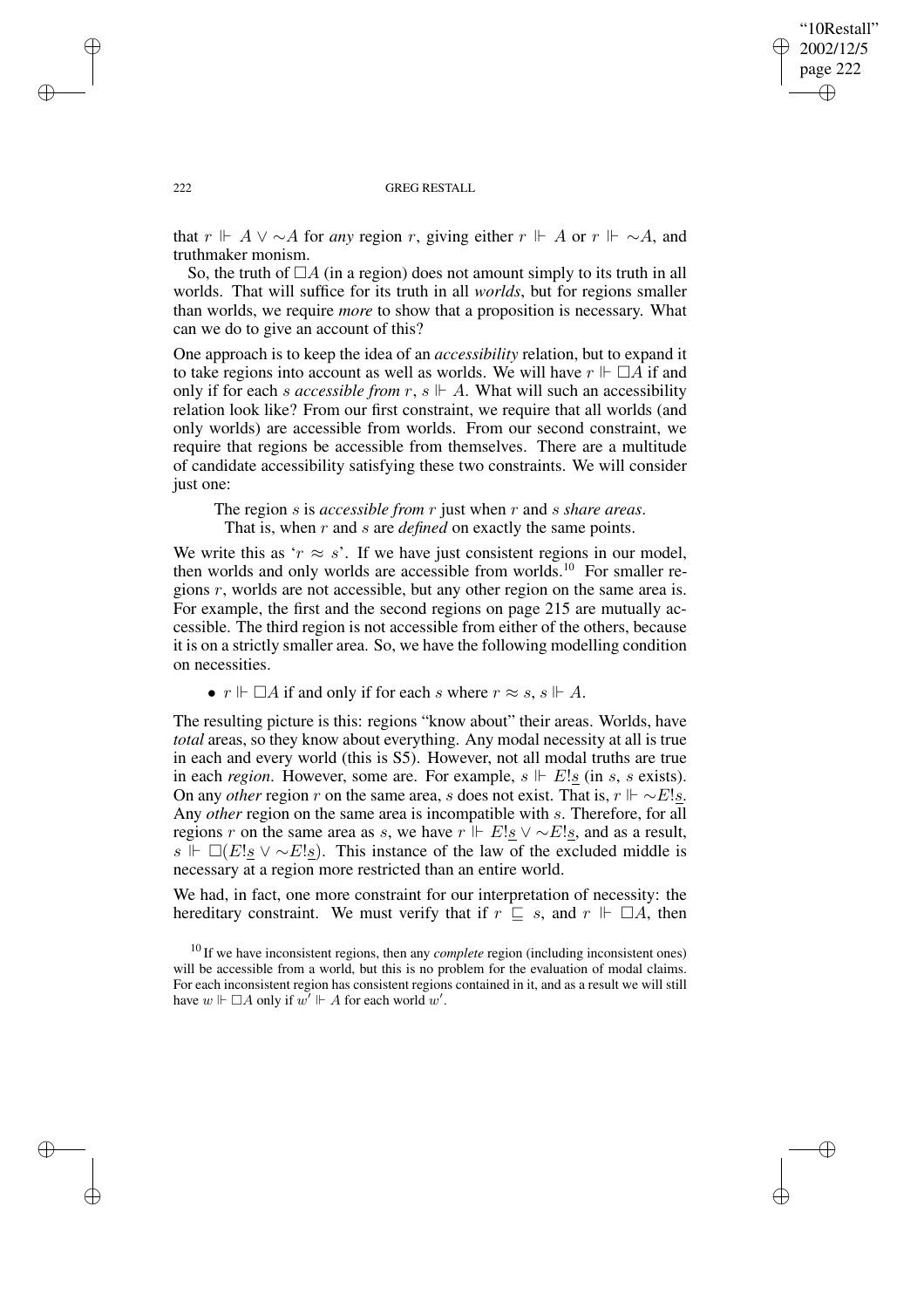that $r \Vdash A \vee \sim A$ for *any* region $r$, giving either $r \Vdash A$ or $r \Vdash \sim A$, and truthmaker monism.

So, the truth of $\Box A$ (in a region) does not amount simply to its truth in all worlds. That will suffice for its truth in all *worlds*, but for regions smaller than worlds, we require *more* to show that a proposition is necessary. What can we do to give an account of this?

One approach is to keep the idea of an *accessibility* relation, but to expand it to take regions into account as well as worlds. We will have $r \Vdash \Box A$ if and only if for each $s$ *accessible from* $r$, $s \Vdash A$. What will such an accessibility relation look like? From our first constraint, we require that all worlds (and only worlds) are accessible from worlds. From our second constraint, we require that regions be accessible from themselves. There are a multitude of candidate accessibility satisfying these two constraints. We will consider just one:

> The region $s$ is *accessible from* $r$ just when $r$ and $s$ *share areas*.
> That is, when $r$ and $s$ are *defined* on exactly the same points.

We write this as '$r \approx s$'. If we have just consistent regions in our model, then worlds and only worlds are accessible from worlds.[10] For smaller regions $r$, worlds are not accessible, but any other region on the same area is. For example, the first and the second regions on page 215 are mutually accessible. The third region is not accessible from either of the others, because it is on a strictly smaller area. So, we have the following modelling condition on necessities.

- $r \Vdash \Box A$ if and only if for each $s$ where $r \approx s$, $s \Vdash A$.

The resulting picture is this: regions "know about" their areas. Worlds, have *total* areas, so they know about everything. Any modal necessity at all is true in each and every world (this is S5). However, not all modal truths are true in each *region*. However, some are. For example, $s \Vdash E!\underline{s}$ (in $s$, $s$ exists). On any *other* region $r$ on the same area, $s$ does not exist. That is, $r \Vdash \sim E!\underline{s}$. Any *other* region on the same area is incompatible with $s$. Therefore, for all regions $r$ on the same area as $s$, we have $r \Vdash E!\underline{s} \vee \sim E!\underline{s}$, and as a result, $s \Vdash \Box(E!\underline{s} \vee \sim E!\underline{s})$. This instance of the law of the excluded middle is necessary at a region more restricted than an entire world.

We had, in fact, one more constraint for our interpretation of necessity: the hereditary constraint. We must verify that if $r \sqsubseteq s$, and $r \Vdash \Box A$, then

[10] If we have inconsistent regions, then any *complete* region (including inconsistent ones) will be accessible from a world, but this is no problem for the evaluation of modal claims. For each inconsistent region has consistent regions contained in it, and as a result we will still have $w \Vdash \Box A$ only if $w' \Vdash A$ for each world $w'$.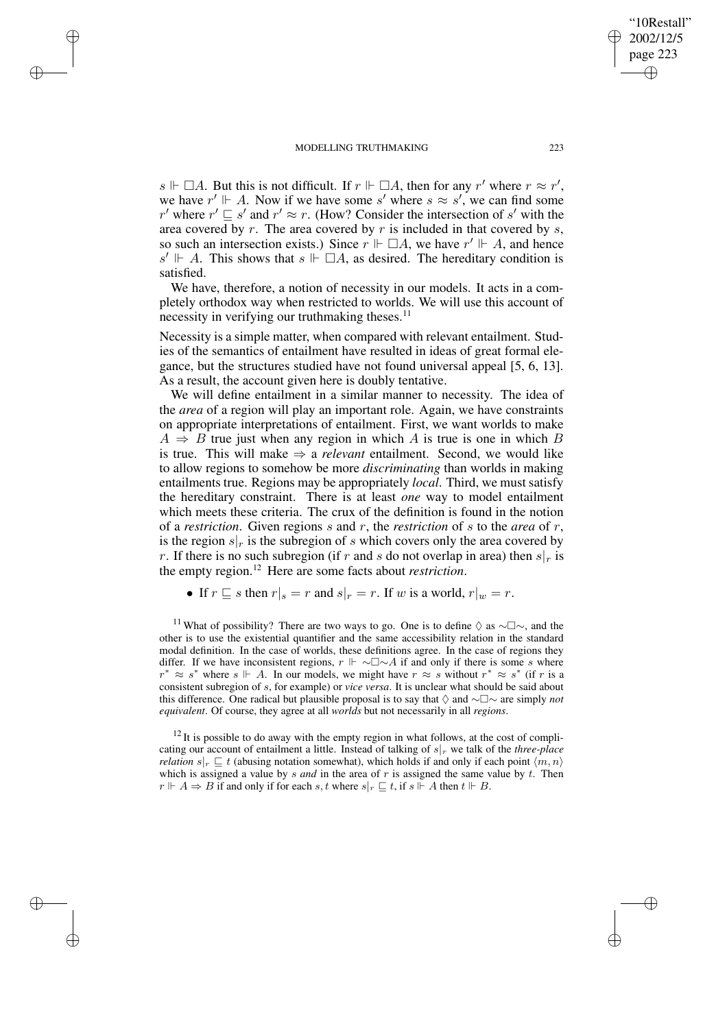$s \Vdash \Box A$. But this is not difficult. If $r \Vdash \Box A$, then for any $r'$ where $r \approx r'$, we have $r' \Vdash A$. Now if we have some $s'$ where $s \approx s'$, we can find some $r'$ where $r' \sqsubseteq s'$ and $r' \approx r$. (How? Consider the intersection of $s'$ with the area covered by $r$. The area covered by $r$ is included in that covered by $s$, so such an intersection exists.) Since $r \Vdash \Box A$, we have $r' \Vdash A$, and hence $s' \Vdash A$. This shows that $s \Vdash \Box A$, as desired. The hereditary condition is satisfied.

We have, therefore, a notion of necessity in our models. It acts in a completely orthodox way when restricted to worlds. We will use this account of necessity in verifying our truthmaking theses.[11]

Necessity is a simple matter, when compared with relevant entailment. Studies of the semantics of entailment have resulted in ideas of great formal elegance, but the structures studied have not found universal appeal [5, 6, 13]. As a result, the account given here is doubly tentative.

We will define entailment in a similar manner to necessity. The idea of the *area* of a region will play an important role. Again, we have constraints on appropriate interpretations of entailment. First, we want worlds to make $A \Rightarrow B$ true just when any region in which $A$ is true is one in which $B$ is true. This will make $\Rightarrow$ a *relevant* entailment. Second, we would like to allow regions to somehow be more *discriminating* than worlds in making entailments true. Regions may be appropriately *local*. Third, we must satisfy the hereditary constraint. There is at least *one* way to model entailment which meets these criteria. The crux of the definition is found in the notion of a *restriction*. Given regions $s$ and $r$, the *restriction* of $s$ to the *area* of $r$, is the region $s|_r$ is the subregion of $s$ which covers only the area covered by $r$. If there is no such subregion (if $r$ and $s$ do not overlap in area) then $s|_r$ is the empty region.[12] Here are some facts about *restriction*.

- If $r \sqsubseteq s$ then $r|_s = r$ and $s|_r = r$. If $w$ is a world, $r|_w = r$.

[11] What of possibility? There are two ways to go. One is to define $\Diamond$ as $\sim\Box\sim$, and the other is to use the existential quantifier and the same accessibility relation in the standard modal definition. In the case of worlds, these definitions agree. In the case of regions they differ. If we have inconsistent regions, $r \Vdash \sim\Box\sim A$ if and only if there is some $s$ where $r^* \approx s^*$ where $s \Vdash A$. In our models, we might have $r \approx s$ without $r^* \approx s^*$ (if $r$ is a consistent subregion of $s$, for example) or *vice versa*. It is unclear what should be said about this difference. One radical but plausible proposal is to say that $\Diamond$ and $\sim\Box\sim$ are simply *not equivalent*. Of course, they agree at all *worlds* but not necessarily in all *regions*.

[12] It is possible to do away with the empty region in what follows, at the cost of complicating our account of entailment a little. Instead of talking of $s|_r$ we talk of the *three-place relation* $s|_r \sqsubseteq t$ (abusing notation somewhat), which holds if and only if each point $\langle m, n\rangle$ which is assigned a value by $s$ *and* in the area of $r$ is assigned the same value by $t$. Then $r \Vdash A \Rightarrow B$ if and only if for each $s, t$ where $s|_r \sqsubseteq t$, if $s \Vdash A$ then $t \Vdash B$.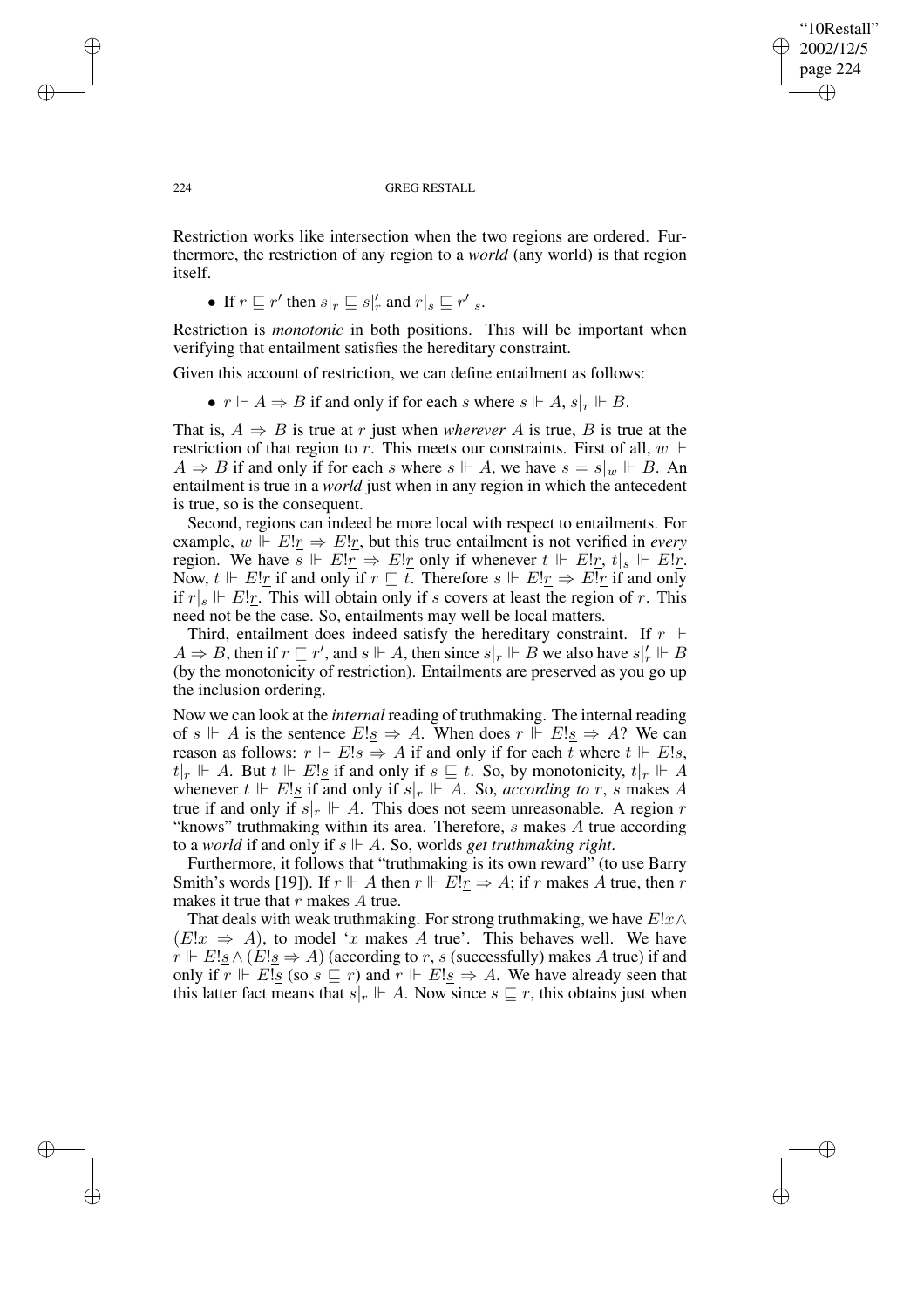Restriction works like intersection when the two regions are ordered. Furthermore, the restriction of any region to a *world* (any world) is that region itself.

- If $r \sqsubseteq r'$ then $s|_r \sqsubseteq s|'_r$ and $r|_s \sqsubseteq r'|_s$.

Restriction is *monotonic* in both positions. This will be important when verifying that entailment satisfies the hereditary constraint.

Given this account of restriction, we can define entailment as follows:

- $r \Vdash A \Rightarrow B$ if and only if for each $s$ where $s \Vdash A$, $s|_r \Vdash B$.

That is, $A \Rightarrow B$ is true at $r$ just when *wherever* $A$ is true, $B$ is true at the restriction of that region to $r$. This meets our constraints. First of all, $w \Vdash A \Rightarrow B$ if and only if for each $s$ where $s \Vdash A$, we have $s = s|_w \Vdash B$. An entailment is true in a *world* just when in any region in which the antecedent is true, so is the consequent.

Second, regions can indeed be more local with respect to entailments. For example, $w \Vdash E!\underline{r} \Rightarrow E!\underline{r}$, but this true entailment is not verified in *every* region. We have $s \Vdash E!\underline{r} \Rightarrow E!\underline{r}$ only if whenever $t \Vdash E!\underline{r}$, $t|_s \Vdash E!\underline{r}$. Now, $t \Vdash E!\underline{r}$ if and only if $r \sqsubseteq t$. Therefore $s \Vdash E!\underline{r} \Rightarrow E!\underline{r}$ if and only if $r|_s \Vdash E!\underline{r}$. This will obtain only if $s$ covers at least the region of $r$. This need not be the case. So, entailments may well be local matters.

Third, entailment does indeed satisfy the hereditary constraint. If $r \Vdash A \Rightarrow B$, then if $r \sqsubseteq r'$, and $s \Vdash A$, then since $s|_r \Vdash B$ we also have $s|'_r \Vdash B$ (by the monotonicity of restriction). Entailments are preserved as you go up the inclusion ordering.

Now we can look at the *internal* reading of truthmaking. The internal reading of $s \Vdash A$ is the sentence $E!\underline{s} \Rightarrow A$. When does $r \Vdash E!\underline{s} \Rightarrow A$? We can reason as follows: $r \Vdash E!\underline{s} \Rightarrow A$ if and only if for each $t$ where $t \Vdash E!\underline{s}$, $t|_r \Vdash A$. But $t \Vdash E!\underline{s}$ if and only if $s \sqsubseteq t$. So, by monotonicity, $t|_r \Vdash A$ whenever $t \Vdash E!\underline{s}$ if and only if $s|_r \Vdash A$. So, *according to* $r$, $s$ makes $A$ true if and only if $s|_r \Vdash A$. This does not seem unreasonable. A region $r$ "knows" truthmaking within its area. Therefore, $s$ makes $A$ true according to a *world* if and only if $s \Vdash A$. So, worlds *get truthmaking right*.

Furthermore, it follows that "truthmaking is its own reward" (to use Barry Smith's words [19]). If $r \Vdash A$ then $r \Vdash E!\underline{r} \Rightarrow A$; if $r$ makes $A$ true, then $r$ makes it true that $r$ makes $A$ true.

That deals with weak truthmaking. For strong truthmaking, we have $E!x \wedge (E!x \Rightarrow A)$, to model '$x$ makes $A$ true'. This behaves well. We have $r \Vdash E!\underline{s} \wedge (E!\underline{s} \Rightarrow A)$ (according to $r$, $s$ (successfully) makes $A$ true) if and only if $r \Vdash E!\underline{s}$ (so $s \sqsubseteq r$) and $r \Vdash E!\underline{s} \Rightarrow A$. We have already seen that this latter fact means that $s|_r \Vdash A$. Now since $s \sqsubseteq r$, this obtains just when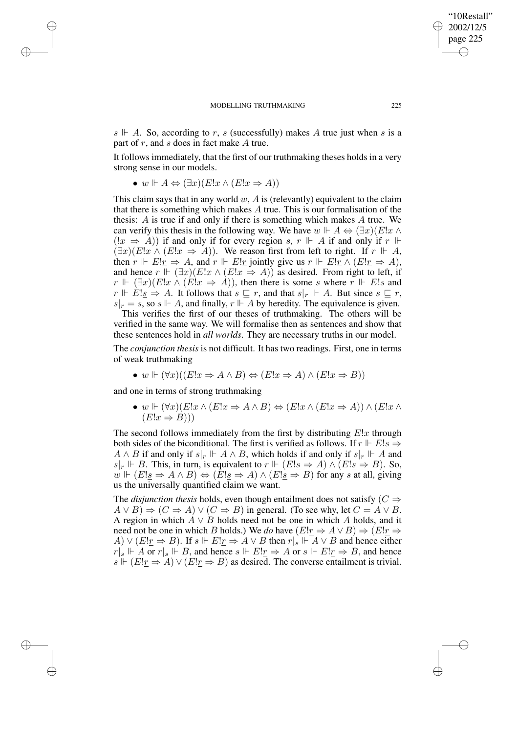$s \Vdash A$. So, according to $r$, $s$ (successfully) makes $A$ true just when $s$ is a part of $r$, and $s$ does in fact make $A$ true.

It follows immediately, that the first of our truthmaking theses holds in a very strong sense in our models.

- $w \Vdash A \Leftrightarrow (\exists x)(E!x \wedge (E!x \Rightarrow A))$

This claim says that in any world $w$, $A$ is (relevantly) equivalent to the claim that there is something which makes $A$ true. This is our formalisation of the thesis: $A$ is true if and only if there is something which makes $A$ true. We can verify this thesis in the following way. We have $w \Vdash A \Leftrightarrow (\exists x)(E!x \wedge (!x \Rightarrow A))$ if and only if for every region $s$, $r \Vdash A$ if and only if $r \Vdash (\exists x)(E!x \wedge (E!x \Rightarrow A))$. We reason first from left to right. If $r \Vdash A$, then $r \Vdash E!\underline{r} \Rightarrow A$, and $r \Vdash E!\underline{r}$ jointly give us $r \Vdash E!\underline{r} \wedge (E!\underline{r} \Rightarrow A)$, and hence $r \Vdash (\exists x)(E!x \wedge (E!x \Rightarrow A))$ as desired. From right to left, if $r \Vdash (\exists x)(E!x \wedge (E!x \Rightarrow A))$, then there is some $s$ where $r \Vdash E!\underline{s}$ and $r \Vdash E!\underline{s} \Rightarrow A$. It follows that $s \sqsubseteq r$, and that $s|_r \Vdash A$. But since $s \sqsubseteq r$, $s|_r = s$, so $s \Vdash A$, and finally, $r \Vdash A$ by heredity. The equivalence is given.

This verifies the first of our theses of truthmaking. The others will be verified in the same way. We will formalise then as sentences and show that these sentences hold in *all worlds*. They are necessary truths in our model.

The *conjunction thesis* is not difficult. It has two readings. First, one in terms of weak truthmaking

- $w \Vdash (\forall x)((E!x \Rightarrow A \wedge B) \Leftrightarrow (E!x \Rightarrow A) \wedge (E!x \Rightarrow B))$

and one in terms of strong truthmaking

- $w \Vdash (\forall x)(E!x \wedge (E!x \Rightarrow A \wedge B) \Leftrightarrow (E!x \wedge (E!x \Rightarrow A)) \wedge (E!x \wedge (E!x \Rightarrow B)))$

The second follows immediately from the first by distributing $E!x$ through both sides of the biconditional. The first is verified as follows. If $r \Vdash E!\underline{s} \Rightarrow A \wedge B$ if and only if $s|_r \Vdash A \wedge B$, which holds if and only if $s|_r \Vdash A$ and $s|_r \Vdash B$. This, in turn, is equivalent to $r \Vdash (E!\underline{s} \Rightarrow A) \wedge (E!\underline{s} \Rightarrow B)$. So, $w \Vdash (E!\underline{s} \Rightarrow A \wedge B) \Leftrightarrow (E!\underline{s} \Rightarrow A) \wedge (E!\underline{s} \Rightarrow B)$ for any $s$ at all, giving us the universally quantified claim we want.

The *disjunction thesis* holds, even though entailment does not satisfy $(C \Rightarrow A \vee B) \Rightarrow (C \Rightarrow A) \vee (C \Rightarrow B)$ in general. (To see why, let $C = A \vee B$. A region in which $A \vee B$ holds need not be one in which $A$ holds, and it need not be one in which $B$ holds.) We *do* have $(E!\underline{r} \Rightarrow A \vee B) \Rightarrow (E!\underline{r} \Rightarrow A) \vee (E!\underline{r} \Rightarrow B)$. If $s \Vdash E!\underline{r} \Rightarrow A \vee B$ then $r|_s \Vdash A \vee B$ and hence either $r|_s \Vdash A$ or $r|_s \Vdash B$, and hence $s \Vdash E!\underline{r} \Rightarrow A$ or $s \Vdash E!\underline{r} \Rightarrow B$, and hence $s \Vdash (E!\underline{r} \Rightarrow A) \vee (E!\underline{r} \Rightarrow B)$ as desired. The converse entailment is trivial.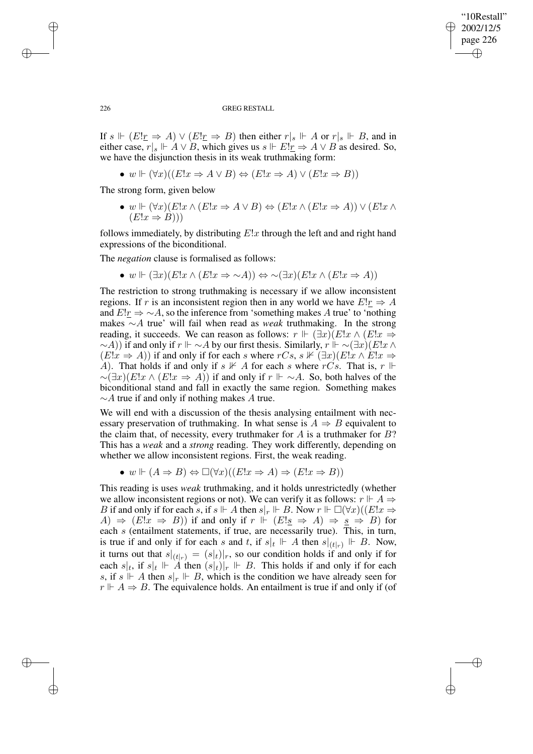If $s \Vdash (E!\underline{r} \Rightarrow A) \vee (E!\underline{r} \Rightarrow B)$ then either $r|_s \Vdash A$ or $r|_s \Vdash B$, and in either case, $r|_s \Vdash A \vee B$, which gives us $s \Vdash E!\underline{r} \Rightarrow A \vee B$ as desired. So, we have the disjunction thesis in its weak truthmaking form:

- $w \Vdash (\forall x)((E!x \Rightarrow A \vee B) \Leftrightarrow (E!x \Rightarrow A) \vee (E!x \Rightarrow B))$

The strong form, given below

- $w \Vdash (\forall x)(E!x \wedge (E!x \Rightarrow A \vee B) \Leftrightarrow (E!x \wedge (E!x \Rightarrow A)) \vee (E!x \wedge (E!x \Rightarrow B)))$

follows immediately, by distributing $E!x$ through the left and and right hand expressions of the biconditional.

The *negation* clause is formalised as follows:

- $w \Vdash (\exists x)(E!x \wedge (E!x \Rightarrow \sim A)) \Leftrightarrow \sim(\exists x)(E!x \wedge (E!x \Rightarrow A))$

The restriction to strong truthmaking is necessary if we allow inconsistent regions. If $r$ is an inconsistent region then in any world we have $E!\underline{r} \Rightarrow A$ and $E!\underline{r} \Rightarrow \sim A$, so the inference from 'something makes $A$ true' to 'nothing makes $\sim A$ true' will fail when read as *weak* truthmaking. In the strong reading, it succeeds. We can reason as follows: $r \Vdash (\exists x)(E!x \wedge (E!x \Rightarrow \sim A))$ if and only if $r \Vdash \sim A$ by our first thesis. Similarly, $r \Vdash \sim(\exists x)(E!x \wedge (E!x \Rightarrow A))$ if and only if for each $s$ where $rCs$, $s \nVdash (\exists x)(E!x \wedge E!x \Rightarrow A)$. That holds if and only if $s \nVdash A$ for each $s$ where $rCs$. That is, $r \Vdash \sim(\exists x)(E!x \wedge (E!x \Rightarrow A))$ if and only if $r \Vdash \sim A$. So, both halves of the biconditional stand and fall in exactly the same region. Something makes $\sim A$ true if and only if nothing makes $A$ true.

We will end with a discussion of the thesis analysing entailment with necessary preservation of truthmaking. In what sense is $A \Rightarrow B$ equivalent to the claim that, of necessity, every truthmaker for $A$ is a truthmaker for $B$? This has a *weak* and a *strong* reading. They work differently, depending on whether we allow inconsistent regions. First, the weak reading.

- $w \Vdash (A \Rightarrow B) \Leftrightarrow \Box(\forall x)((E!x \Rightarrow A) \Rightarrow (E!x \Rightarrow B))$

This reading is uses *weak* truthmaking, and it holds unrestrictedly (whether we allow inconsistent regions or not). We can verify it as follows: $r \Vdash A \Rightarrow B$ if and only if for each $s$, if $s \Vdash A$ then $s|_r \Vdash B$. Now $r \Vdash \Box(\forall x)((E!x \Rightarrow A) \Rightarrow (E!x \Rightarrow B))$ if and only if $r \Vdash (E!\underline{s} \Rightarrow A) \Rightarrow \underline{s} \Rightarrow B)$ for each $s$ (entailment statements, if true, are necessarily true). This, in turn, is true if and only if for each $s$ and $t$, if $s|_t \Vdash A$ then $s|_{(t|_r)} \Vdash B$. Now, it turns out that $s|_{(t|_r)} = (s|_t)|_r$, so our condition holds if and only if for each $s|_t$, if $s|_t \Vdash A$ then $(s|_t)|_r \Vdash B$. This holds if and only if for each $s$, if $s \Vdash A$ then $s|_r \Vdash B$, which is the condition we have already seen for $r \Vdash A \Rightarrow B$. The equivalence holds. An entailment is true if and only if (of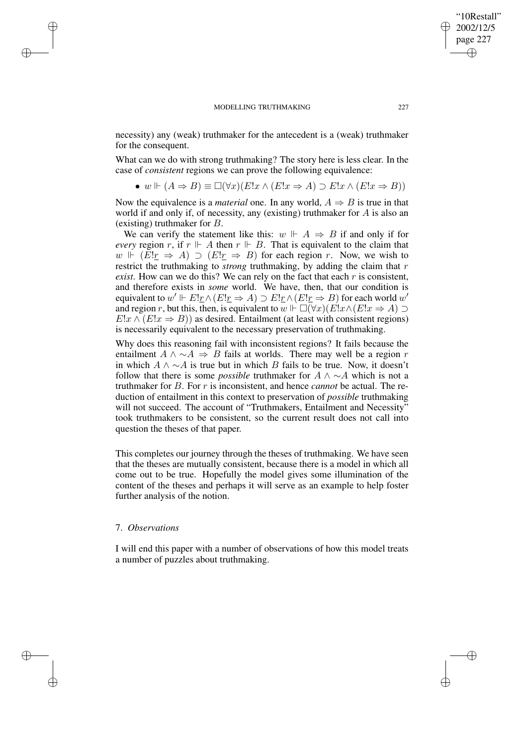necessity) any (weak) truthmaker for the antecedent is a (weak) truthmaker for the consequent.

What can we do with strong truthmaking? The story here is less clear. In the case of *consistent* regions we can prove the following equivalence:

- $w \Vdash (A \Rightarrow B) \equiv \Box(\forall x)(E!x \wedge (E!x \Rightarrow A) \supset E!x \wedge (E!x \Rightarrow B))$

Now the equivalence is a *material* one. In any world, $A \Rightarrow B$ is true in that world if and only if, of necessity, any (existing) truthmaker for $A$ is also an (existing) truthmaker for $B$.

We can verify the statement like this: $w \Vdash A \Rightarrow B$ if and only if for *every* region $r$, if $r \Vdash A$ then $r \Vdash B$. That is equivalent to the claim that $w \Vdash (E!\underline{r} \Rightarrow A) \supset (E!\underline{r} \Rightarrow B)$ for each region $r$. Now, we wish to restrict the truthmaking to *strong* truthmaking, by adding the claim that $r$ *exist*. How can we do this? We can rely on the fact that each $r$ is consistent, and therefore exists in *some* world. We have, then, that our condition is equivalent to $w' \Vdash E!\underline{r} \wedge (E!\underline{r} \Rightarrow A) \supset E!\underline{r} \wedge (E!\underline{r} \Rightarrow B)$ for each world $w'$ and region $r$, but this, then, is equivalent to $w \Vdash \Box(\forall x)(E!x \wedge (E!x \Rightarrow A) \supset E!x \wedge (E!x \Rightarrow B))$ as desired. Entailment (at least with consistent regions) is necessarily equivalent to the necessary preservation of truthmaking.

Why does this reasoning fail with inconsistent regions? It fails because the entailment $A \wedge {\sim}A \Rightarrow B$ fails at worlds. There may well be a region $r$ in which $A \wedge {\sim}A$ is true but in which $B$ fails to be true. Now, it doesn't follow that there is some *possible* truthmaker for $A \wedge {\sim}A$ which is not a truthmaker for $B$. For $r$ is inconsistent, and hence *cannot* be actual. The reduction of entailment in this context to preservation of *possible* truthmaking will not succeed. The account of "Truthmakers, Entailment and Necessity" took truthmakers to be consistent, so the current result does not call into question the theses of that paper.

This completes our journey through the theses of truthmaking. We have seen that the theses are mutually consistent, because there is a model in which all come out to be true. Hopefully the model gives some illumination of the content of the theses and perhaps it will serve as an example to help foster further analysis of the notion.

## 7. *Observations*

I will end this paper with a number of observations of how this model treats a number of puzzles about truthmaking.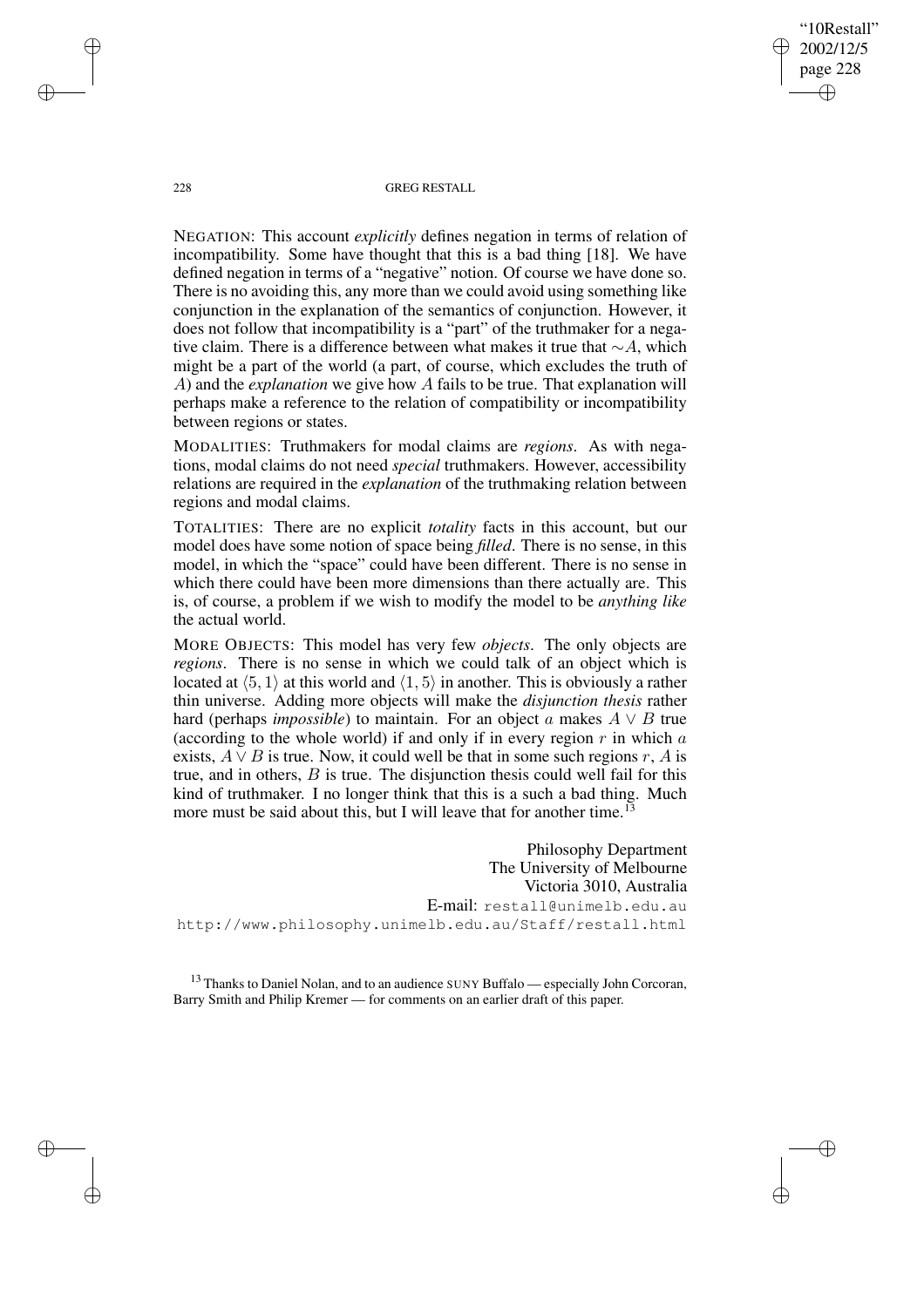NEGATION: This account *explicitly* defines negation in terms of relation of incompatibility. Some have thought that this is a bad thing [18]. We have defined negation in terms of a "negative" notion. Of course we have done so. There is no avoiding this, any more than we could avoid using something like conjunction in the explanation of the semantics of conjunction. However, it does not follow that incompatibility is a "part" of the truthmaker for a negative claim. There is a difference between what makes it true that $\sim A$, which might be a part of the world (a part, of course, which excludes the truth of $A$) and the *explanation* we give how $A$ fails to be true. That explanation will perhaps make a reference to the relation of compatibility or incompatibility between regions or states.

MODALITIES: Truthmakers for modal claims are *regions*. As with negations, modal claims do not need *special* truthmakers. However, accessibility relations are required in the *explanation* of the truthmaking relation between regions and modal claims.

TOTALITIES: There are no explicit *totality* facts in this account, but our model does have some notion of space being *filled*. There is no sense, in this model, in which the "space" could have been different. There is no sense in which there could have been more dimensions than there actually are. This is, of course, a problem if we wish to modify the model to be *anything like* the actual world.

MORE OBJECTS: This model has very few *objects*. The only objects are *regions*. There is no sense in which we could talk of an object which is located at $\langle 5, 1\rangle$ at this world and $\langle 1, 5\rangle$ in another. This is obviously a rather thin universe. Adding more objects will make the *disjunction thesis* rather hard (perhaps *impossible*) to maintain. For an object $a$ makes $A \vee B$ true (according to the whole world) if and only if in every region $r$ in which $a$ exists, $A \vee B$ is true. Now, it could well be that in some such regions $r$, $A$ is true, and in others, $B$ is true. The disjunction thesis could well fail for this kind of truthmaker. I no longer think that this is a such a bad thing. Much more must be said about this, but I will leave that for another time.[13]

Philosophy Department
The University of Melbourne
Victoria 3010, Australia
E-mail: restall@unimelb.edu.au
http://www.philosophy.unimelb.edu.au/Staff/restall.html

[13] Thanks to Daniel Nolan, and to an audience SUNY Buffalo — especially John Corcoran, Barry Smith and Philip Kremer — for comments on an earlier draft of this paper.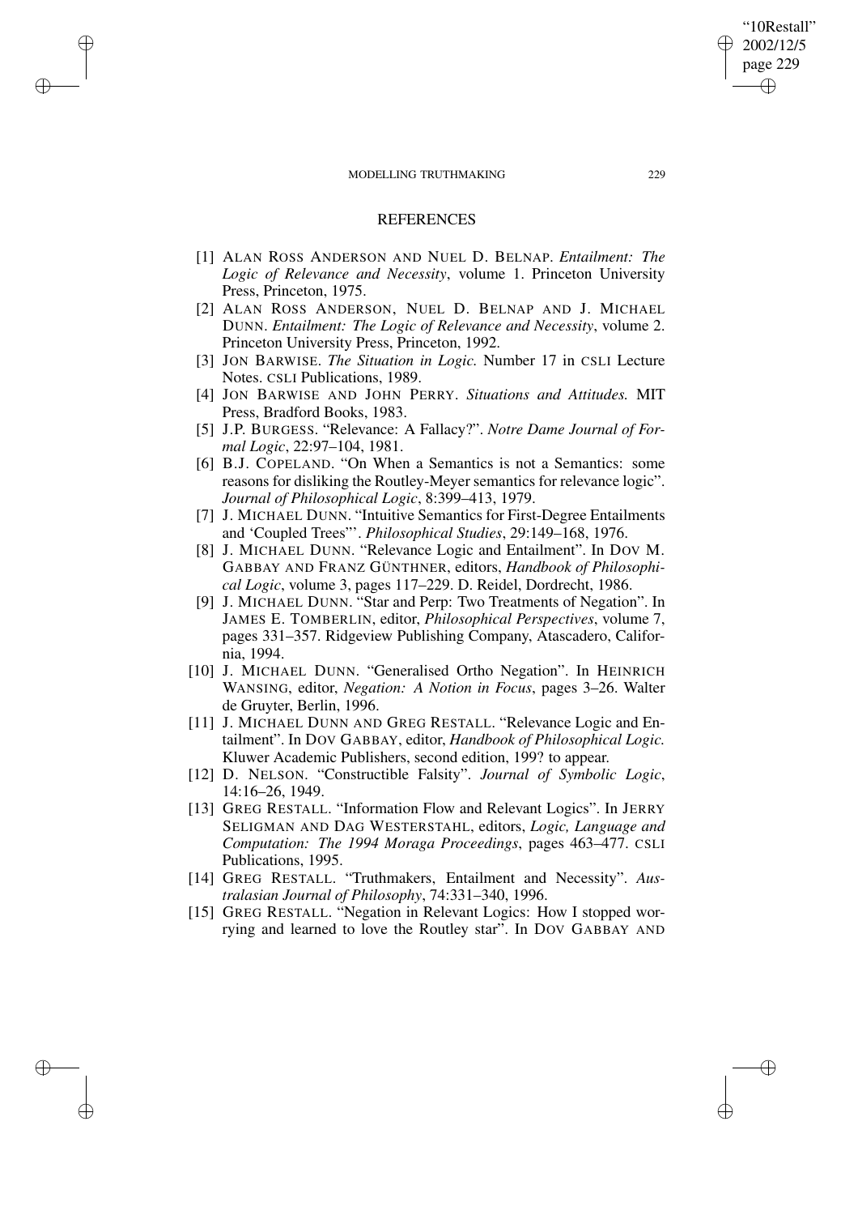## REFERENCES

[1] ALAN ROSS ANDERSON AND NUEL D. BELNAP. *Entailment: The Logic of Relevance and Necessity*, volume 1. Princeton University Press, Princeton, 1975.

[2] ALAN ROSS ANDERSON, NUEL D. BELNAP AND J. MICHAEL DUNN. *Entailment: The Logic of Relevance and Necessity*, volume 2. Princeton University Press, Princeton, 1992.

[3] JON BARWISE. *The Situation in Logic.* Number 17 in CSLI Lecture Notes. CSLI Publications, 1989.

[4] JON BARWISE AND JOHN PERRY. *Situations and Attitudes.* MIT Press, Bradford Books, 1983.

[5] J.P. BURGESS. "Relevance: A Fallacy?". *Notre Dame Journal of Formal Logic*, 22:97–104, 1981.

[6] B.J. COPELAND. "On When a Semantics is not a Semantics: some reasons for disliking the Routley-Meyer semantics for relevance logic". *Journal of Philosophical Logic*, 8:399–413, 1979.

[7] J. MICHAEL DUNN. "Intuitive Semantics for First-Degree Entailments and 'Coupled Trees"'. *Philosophical Studies*, 29:149–168, 1976.

[8] J. MICHAEL DUNN. "Relevance Logic and Entailment". In DOV M. GABBAY AND FRANZ GÜNTHNER, editors, *Handbook of Philosophical Logic*, volume 3, pages 117–229. D. Reidel, Dordrecht, 1986.

[9] J. MICHAEL DUNN. "Star and Perp: Two Treatments of Negation". In JAMES E. TOMBERLIN, editor, *Philosophical Perspectives*, volume 7, pages 331–357. Ridgeview Publishing Company, Atascadero, California, 1994.

[10] J. MICHAEL DUNN. "Generalised Ortho Negation". In HEINRICH WANSING, editor, *Negation: A Notion in Focus*, pages 3–26. Walter de Gruyter, Berlin, 1996.

[11] J. MICHAEL DUNN AND GREG RESTALL. "Relevance Logic and Entailment". In DOV GABBAY, editor, *Handbook of Philosophical Logic.* Kluwer Academic Publishers, second edition, 199? to appear.

[12] D. NELSON. "Constructible Falsity". *Journal of Symbolic Logic*, 14:16–26, 1949.

[13] GREG RESTALL. "Information Flow and Relevant Logics". In JERRY SELIGMAN AND DAG WESTERSTAHL, editors, *Logic, Language and Computation: The 1994 Moraga Proceedings*, pages 463–477. CSLI Publications, 1995.

[14] GREG RESTALL. "Truthmakers, Entailment and Necessity". *Australasian Journal of Philosophy*, 74:331–340, 1996.

[15] GREG RESTALL. "Negation in Relevant Logics: How I stopped worrying and learned to love the Routley star". In DOV GABBAY AND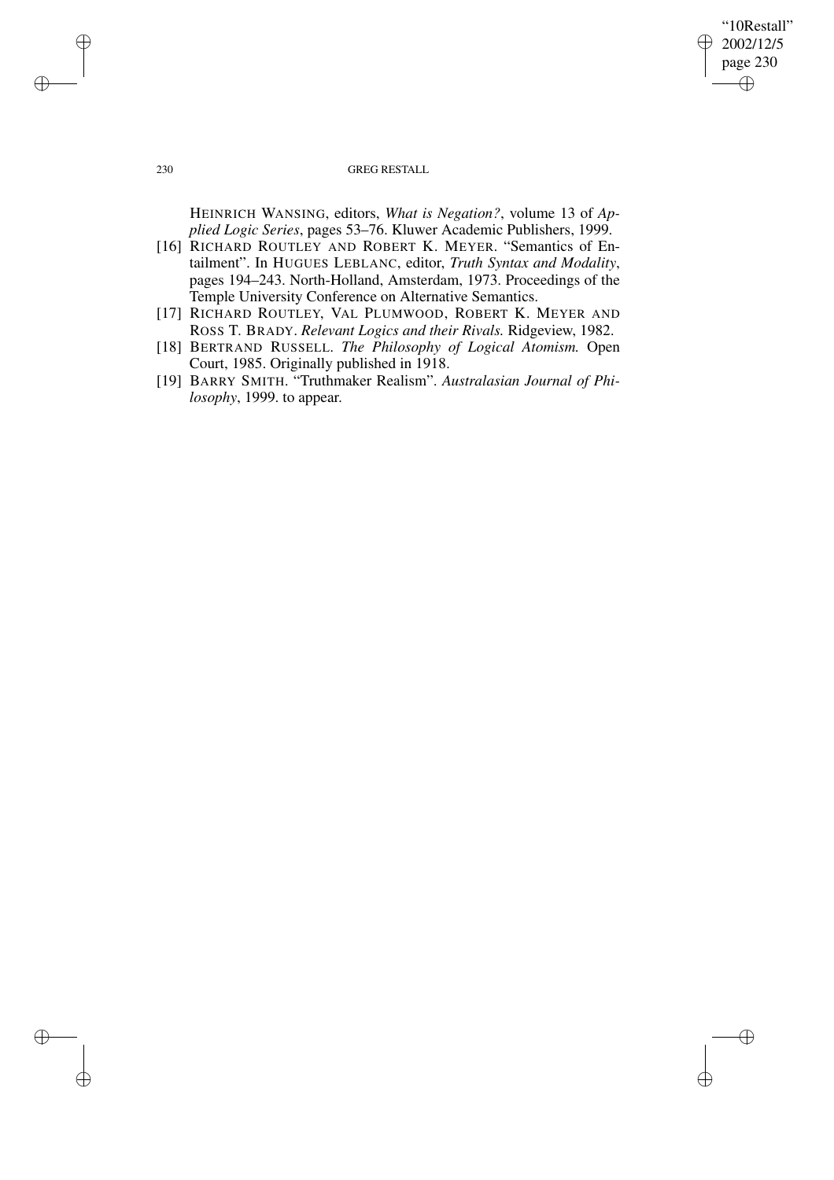HEINRICH WANSING, editors, *What is Negation?*, volume 13 of *Applied Logic Series*, pages 53–76. Kluwer Academic Publishers, 1999.

[16] RICHARD ROUTLEY AND ROBERT K. MEYER. "Semantics of Entailment". In HUGUES LEBLANC, editor, *Truth Syntax and Modality*, pages 194–243. North-Holland, Amsterdam, 1973. Proceedings of the Temple University Conference on Alternative Semantics.

[17] RICHARD ROUTLEY, VAL PLUMWOOD, ROBERT K. MEYER AND ROSS T. BRADY. *Relevant Logics and their Rivals.* Ridgeview, 1982.

[18] BERTRAND RUSSELL. *The Philosophy of Logical Atomism.* Open Court, 1985. Originally published in 1918.

[19] BARRY SMITH. "Truthmaker Realism". *Australasian Journal of Philosophy*, 1999. to appear.